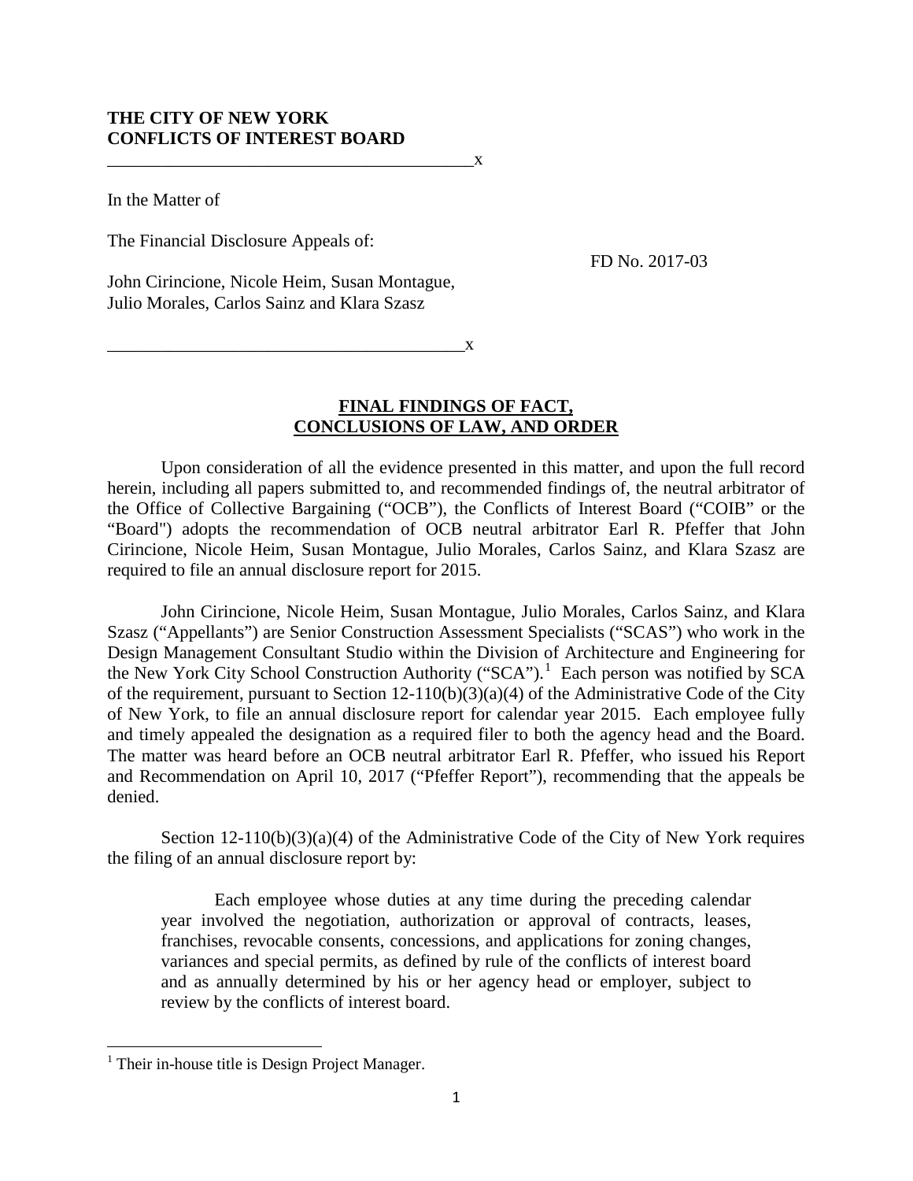**THE CITY OF NEW YORK**
**CONFLICTS OF INTEREST BOARD**

In the Matter of

The Financial Disclosure Appeals of:

FD No. 2017-03

John Cirincione, Nicole Heim, Susan Montague, Julio Morales, Carlos Sainz and Klara Szasz

## FINAL FINDINGS OF FACT, CONCLUSIONS OF LAW, AND ORDER

Upon consideration of all the evidence presented in this matter, and upon the full record herein, including all papers submitted to, and recommended findings of, the neutral arbitrator of the Office of Collective Bargaining ("OCB"), the Conflicts of Interest Board ("COIB" or the "Board") adopts the recommendation of OCB neutral arbitrator Earl R. Pfeffer that John Cirincione, Nicole Heim, Susan Montague, Julio Morales, Carlos Sainz, and Klara Szasz are required to file an annual disclosure report for 2015.

John Cirincione, Nicole Heim, Susan Montague, Julio Morales, Carlos Sainz, and Klara Szasz ("Appellants") are Senior Construction Assessment Specialists ("SCAS") who work in the Design Management Consultant Studio within the Division of Architecture and Engineering for the New York City School Construction Authority ("SCA").[1] Each person was notified by SCA of the requirement, pursuant to Section 12-110(b)(3)(a)(4) of the Administrative Code of the City of New York, to file an annual disclosure report for calendar year 2015. Each employee fully and timely appealed the designation as a required filer to both the agency head and the Board. The matter was heard before an OCB neutral arbitrator Earl R. Pfeffer, who issued his Report and Recommendation on April 10, 2017 ("Pfeffer Report"), recommending that the appeals be denied.

Section 12-110(b)(3)(a)(4) of the Administrative Code of the City of New York requires the filing of an annual disclosure report by:

> Each employee whose duties at any time during the preceding calendar year involved the negotiation, authorization or approval of contracts, leases, franchises, revocable consents, concessions, and applications for zoning changes, variances and special permits, as defined by rule of the conflicts of interest board and as annually determined by his or her agency head or employer, subject to review by the conflicts of interest board.

---

[1] Their in-house title is Design Project Manager.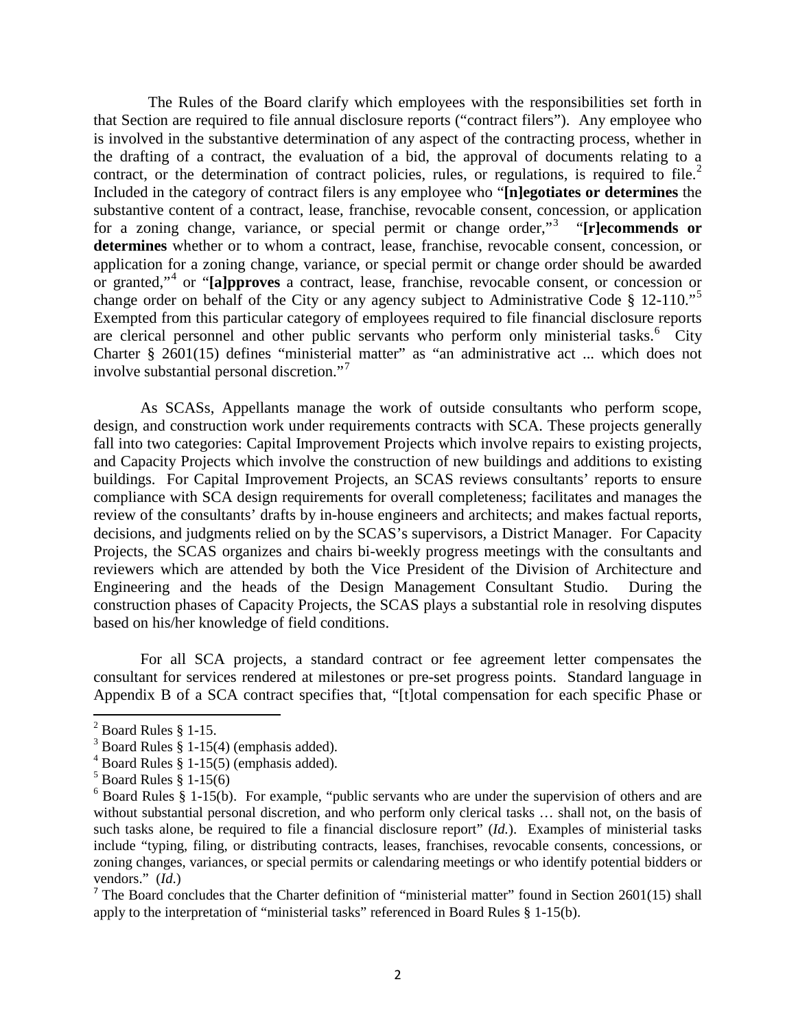The Rules of the Board clarify which employees with the responsibilities set forth in that Section are required to file annual disclosure reports ("contract filers"). Any employee who is involved in the substantive determination of any aspect of the contracting process, whether in the drafting of a contract, the evaluation of a bid, the approval of documents relating to a contract, or the determination of contract policies, rules, or regulations, is required to file.[2] Included in the category of contract filers is any employee who "**[n]egotiates or determines** the substantive content of a contract, lease, franchise, revocable consent, concession, or application for a zoning change, variance, or special permit or change order,"[3] "**[r]ecommends or determines** whether or to whom a contract, lease, franchise, revocable consent, concession, or application for a zoning change, variance, or special permit or change order should be awarded or granted,"[4] or "**[a]pproves** a contract, lease, franchise, revocable consent, or concession or change order on behalf of the City or any agency subject to Administrative Code § 12-110."[5] Exempted from this particular category of employees required to file financial disclosure reports are clerical personnel and other public servants who perform only ministerial tasks.[6] City Charter § 2601(15) defines "ministerial matter" as "an administrative act ... which does not involve substantial personal discretion."[7]

As SCASs, Appellants manage the work of outside consultants who perform scope, design, and construction work under requirements contracts with SCA. These projects generally fall into two categories: Capital Improvement Projects which involve repairs to existing projects, and Capacity Projects which involve the construction of new buildings and additions to existing buildings. For Capital Improvement Projects, an SCAS reviews consultants' reports to ensure compliance with SCA design requirements for overall completeness; facilitates and manages the review of the consultants' drafts by in-house engineers and architects; and makes factual reports, decisions, and judgments relied on by the SCAS's supervisors, a District Manager. For Capacity Projects, the SCAS organizes and chairs bi-weekly progress meetings with the consultants and reviewers which are attended by both the Vice President of the Division of Architecture and Engineering and the heads of the Design Management Consultant Studio. During the construction phases of Capacity Projects, the SCAS plays a substantial role in resolving disputes based on his/her knowledge of field conditions.

For all SCA projects, a standard contract or fee agreement letter compensates the consultant for services rendered at milestones or pre-set progress points. Standard language in Appendix B of a SCA contract specifies that, "[t]otal compensation for each specific Phase or

---

[2] Board Rules § 1-15.

[3] Board Rules § 1-15(4) (emphasis added).

[4] Board Rules § 1-15(5) (emphasis added).

[5] Board Rules § 1-15(6)

[6] Board Rules § 1-15(b). For example, "public servants who are under the supervision of others and are without substantial personal discretion, and who perform only clerical tasks … shall not, on the basis of such tasks alone, be required to file a financial disclosure report" (*Id.*). Examples of ministerial tasks include "typing, filing, or distributing contracts, leases, franchises, revocable consents, concessions, or zoning changes, variances, or special permits or calendaring meetings or who identify potential bidders or vendors." (*Id.*)

[7] The Board concludes that the Charter definition of "ministerial matter" found in Section 2601(15) shall apply to the interpretation of "ministerial tasks" referenced in Board Rules § 1-15(b).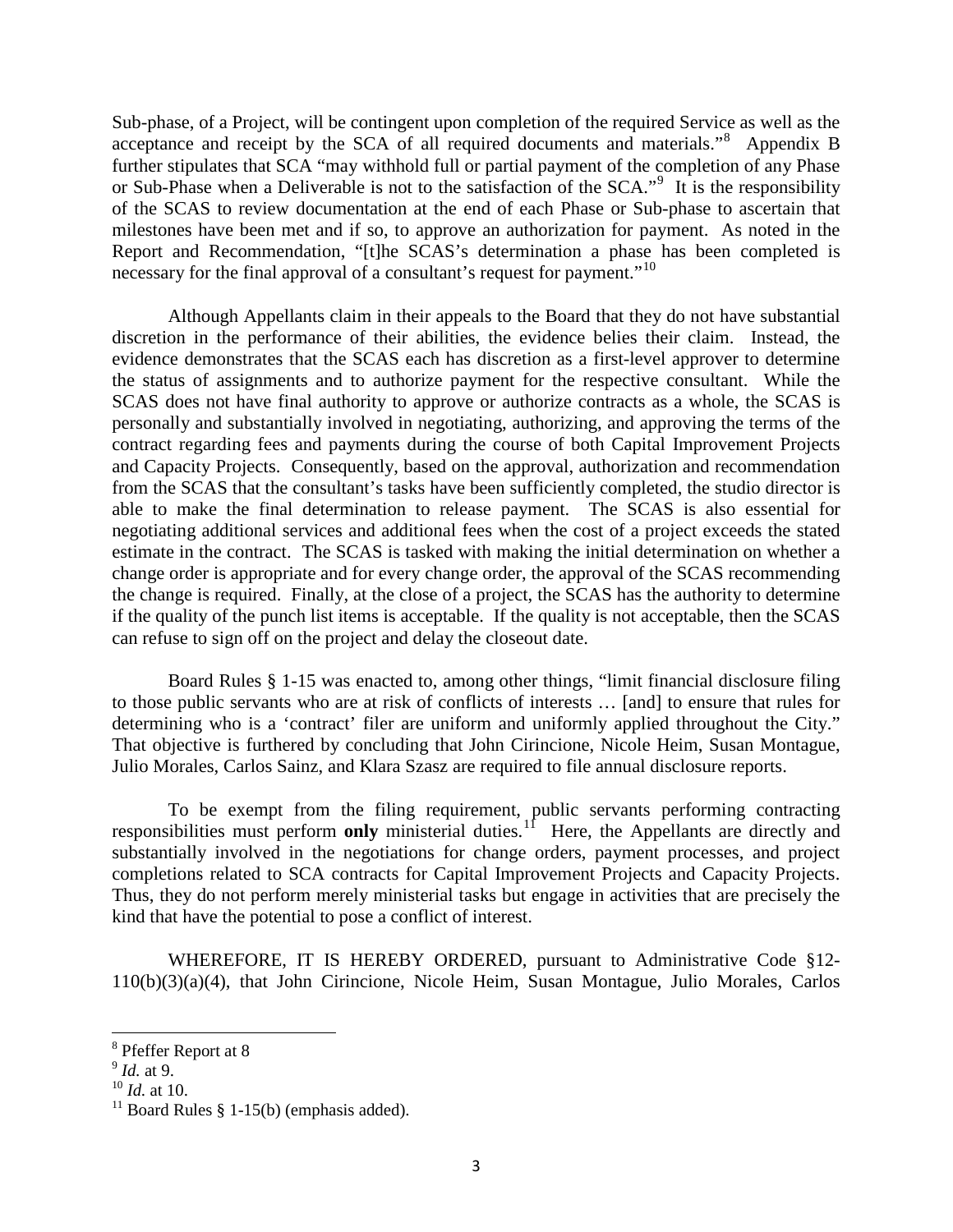Sub-phase, of a Project, will be contingent upon completion of the required Service as well as the acceptance and receipt by the SCA of all required documents and materials."[8] Appendix B further stipulates that SCA "may withhold full or partial payment of the completion of any Phase or Sub-Phase when a Deliverable is not to the satisfaction of the SCA."[9] It is the responsibility of the SCAS to review documentation at the end of each Phase or Sub-phase to ascertain that milestones have been met and if so, to approve an authorization for payment. As noted in the Report and Recommendation, "[t]he SCAS's determination a phase has been completed is necessary for the final approval of a consultant's request for payment."[10]

Although Appellants claim in their appeals to the Board that they do not have substantial discretion in the performance of their abilities, the evidence belies their claim. Instead, the evidence demonstrates that the SCAS each has discretion as a first-level approver to determine the status of assignments and to authorize payment for the respective consultant. While the SCAS does not have final authority to approve or authorize contracts as a whole, the SCAS is personally and substantially involved in negotiating, authorizing, and approving the terms of the contract regarding fees and payments during the course of both Capital Improvement Projects and Capacity Projects. Consequently, based on the approval, authorization and recommendation from the SCAS that the consultant's tasks have been sufficiently completed, the studio director is able to make the final determination to release payment. The SCAS is also essential for negotiating additional services and additional fees when the cost of a project exceeds the stated estimate in the contract. The SCAS is tasked with making the initial determination on whether a change order is appropriate and for every change order, the approval of the SCAS recommending the change is required. Finally, at the close of a project, the SCAS has the authority to determine if the quality of the punch list items is acceptable. If the quality is not acceptable, then the SCAS can refuse to sign off on the project and delay the closeout date.

Board Rules § 1-15 was enacted to, among other things, "limit financial disclosure filing to those public servants who are at risk of conflicts of interests … [and] to ensure that rules for determining who is a 'contract' filer are uniform and uniformly applied throughout the City." That objective is furthered by concluding that John Cirincione, Nicole Heim, Susan Montague, Julio Morales, Carlos Sainz, and Klara Szasz are required to file annual disclosure reports.

To be exempt from the filing requirement, public servants performing contracting responsibilities must perform **only** ministerial duties.[11] Here, the Appellants are directly and substantially involved in the negotiations for change orders, payment processes, and project completions related to SCA contracts for Capital Improvement Projects and Capacity Projects. Thus, they do not perform merely ministerial tasks but engage in activities that are precisely the kind that have the potential to pose a conflict of interest.

WHEREFORE, IT IS HEREBY ORDERED, pursuant to Administrative Code §12-110(b)(3)(a)(4), that John Cirincione, Nicole Heim, Susan Montague, Julio Morales, Carlos

---

[8] Pfeffer Report at 8

[9] *Id.* at 9.

[10] *Id.* at 10.

[11] Board Rules § 1-15(b) (emphasis added).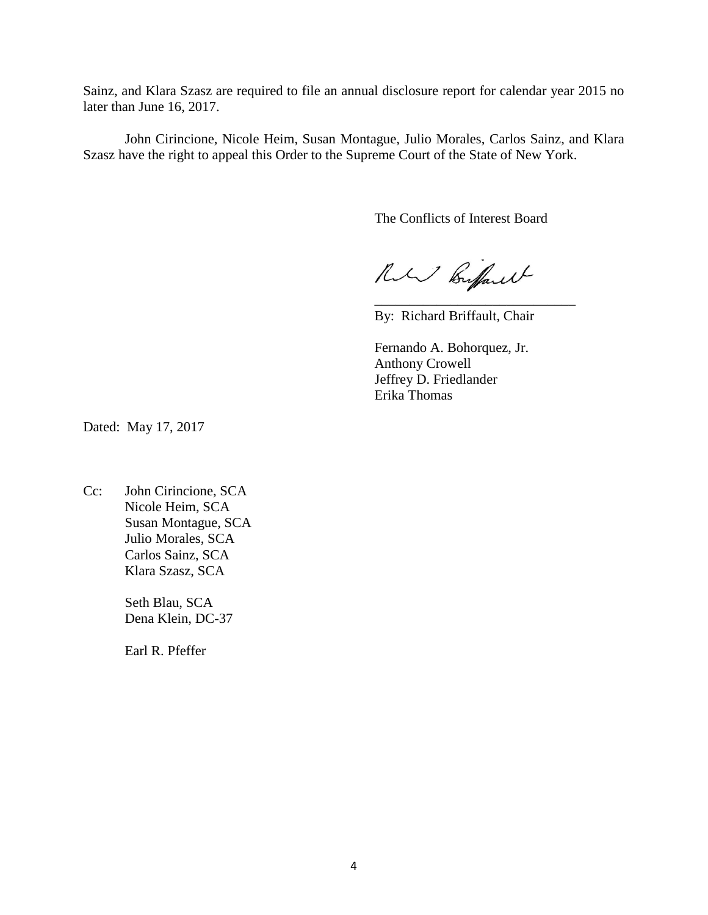Sainz, and Klara Szasz are required to file an annual disclosure report for calendar year 2015 no later than June 16, 2017.

John Cirincione, Nicole Heim, Susan Montague, Julio Morales, Carlos Sainz, and Klara Szasz have the right to appeal this Order to the Supreme Court of the State of New York.

The Conflicts of Interest Board

\_\_\_\_\_\_\_\_\_\_\_\_\_\_\_\_\_\_\_\_\_\_\_\_\_\_\_\_

By: Richard Briffault, Chair

Fernando A. Bohorquez, Jr.
Anthony Crowell
Jeffrey D. Friedlander
Erika Thomas

Dated: May 17, 2017

Cc: John Cirincione, SCA
Nicole Heim, SCA
Susan Montague, SCA
Julio Morales, SCA
Carlos Sainz, SCA
Klara Szasz, SCA

Seth Blau, SCA
Dena Klein, DC-37

Earl R. Pfeffer